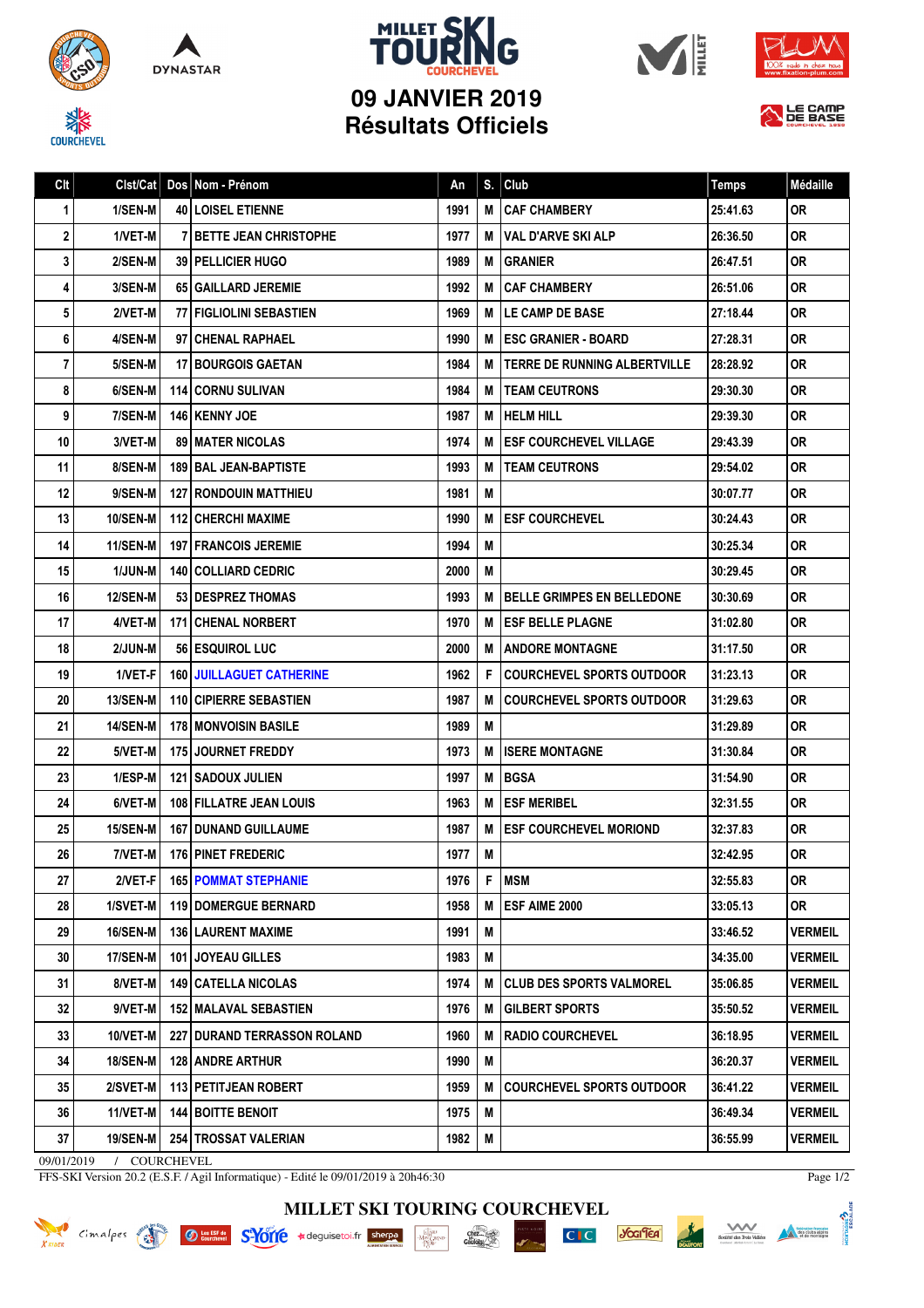# MILLET SKI TOURING COURCHEVEL

## 09 JANVIER 2019
## Résultats Officiels

| Clt | Clst/Cat | Dos | Nom - Prénom | An | S. | Club | Temps | Médaille |
|---|---|---|---|---|---|---|---|---|
| 1 | 1/SEN-M | 40 | LOISEL ETIENNE | 1991 | M | CAF CHAMBERY | 25:41.63 | OR |
| 2 | 1/VET-M | 7 | BETTE JEAN CHRISTOPHE | 1977 | M | VAL D'ARVE SKI ALP | 26:36.50 | OR |
| 3 | 2/SEN-M | 39 | PELLICIER HUGO | 1989 | M | GRANIER | 26:47.51 | OR |
| 4 | 3/SEN-M | 65 | GAILLARD JEREMIE | 1992 | M | CAF CHAMBERY | 26:51.06 | OR |
| 5 | 2/VET-M | 77 | FIGLIOLINI SEBASTIEN | 1969 | M | LE CAMP DE BASE | 27:18.44 | OR |
| 6 | 4/SEN-M | 97 | CHENAL RAPHAEL | 1990 | M | ESC GRANIER - BOARD | 27:28.31 | OR |
| 7 | 5/SEN-M | 17 | BOURGOIS GAETAN | 1984 | M | TERRE DE RUNNING ALBERTVILLE | 28:28.92 | OR |
| 8 | 6/SEN-M | 114 | CORNU SULIVAN | 1984 | M | TEAM CEUTRONS | 29:30.30 | OR |
| 9 | 7/SEN-M | 146 | KENNY JOE | 1987 | M | HELM HILL | 29:39.30 | OR |
| 10 | 3/VET-M | 89 | MATER NICOLAS | 1974 | M | ESF COURCHEVEL VILLAGE | 29:43.39 | OR |
| 11 | 8/SEN-M | 189 | BAL JEAN-BAPTISTE | 1993 | M | TEAM CEUTRONS | 29:54.02 | OR |
| 12 | 9/SEN-M | 127 | RONDOUIN MATTHIEU | 1981 | M |  | 30:07.77 | OR |
| 13 | 10/SEN-M | 112 | CHERCHI MAXIME | 1990 | M | ESF COURCHEVEL | 30:24.43 | OR |
| 14 | 11/SEN-M | 197 | FRANCOIS JEREMIE | 1994 | M |  | 30:25.34 | OR |
| 15 | 1/JUN-M | 140 | COLLIARD CEDRIC | 2000 | M |  | 30:29.45 | OR |
| 16 | 12/SEN-M | 53 | DESPREZ THOMAS | 1993 | M | BELLE GRIMPES EN BELLEDONE | 30:30.69 | OR |
| 17 | 4/VET-M | 171 | CHENAL NORBERT | 1970 | M | ESF BELLE PLAGNE | 31:02.80 | OR |
| 18 | 2/JUN-M | 56 | ESQUIROL LUC | 2000 | M | ANDORE MONTAGNE | 31:17.50 | OR |
| 19 | 1/VET-F | 160 | JUILLAGUET CATHERINE | 1962 | F | COURCHEVEL SPORTS OUTDOOR | 31:23.13 | OR |
| 20 | 13/SEN-M | 110 | CIPIERRE SEBASTIEN | 1987 | M | COURCHEVEL SPORTS OUTDOOR | 31:29.63 | OR |
| 21 | 14/SEN-M | 178 | MONVOISIN BASILE | 1989 | M |  | 31:29.89 | OR |
| 22 | 5/VET-M | 175 | JOURNET FREDDY | 1973 | M | ISERE MONTAGNE | 31:30.84 | OR |
| 23 | 1/ESP-M | 121 | SADOUX JULIEN | 1997 | M | BGSA | 31:54.90 | OR |
| 24 | 6/VET-M | 108 | FILLATRE JEAN LOUIS | 1963 | M | ESF MERIBEL | 32:31.55 | OR |
| 25 | 15/SEN-M | 167 | DUNAND GUILLAUME | 1987 | M | ESF COURCHEVEL MORIOND | 32:37.83 | OR |
| 26 | 7/VET-M | 176 | PINET FREDERIC | 1977 | M |  | 32:42.95 | OR |
| 27 | 2/VET-F | 165 | POMMAT STEPHANIE | 1976 | F | MSM | 32:55.83 | OR |
| 28 | 1/SVET-M | 119 | DOMERGUE BERNARD | 1958 | M | ESF AIME 2000 | 33:05.13 | OR |
| 29 | 16/SEN-M | 136 | LAURENT MAXIME | 1991 | M |  | 33:46.52 | VERMEIL |
| 30 | 17/SEN-M | 101 | JOYEAU GILLES | 1983 | M |  | 34:35.00 | VERMEIL |
| 31 | 8/VET-M | 149 | CATELLA NICOLAS | 1974 | M | CLUB DES SPORTS VALMOREL | 35:06.85 | VERMEIL |
| 32 | 9/VET-M | 152 | MALAVAL SEBASTIEN | 1976 | M | GILBERT SPORTS | 35:50.52 | VERMEIL |
| 33 | 10/VET-M | 227 | DURAND TERRASSON ROLAND | 1960 | M | RADIO COURCHEVEL | 36:18.95 | VERMEIL |
| 34 | 18/SEN-M | 128 | ANDRE ARTHUR | 1990 | M |  | 36:20.37 | VERMEIL |
| 35 | 2/SVET-M | 113 | PETITJEAN ROBERT | 1959 | M | COURCHEVEL SPORTS OUTDOOR | 36:41.22 | VERMEIL |
| 36 | 11/VET-M | 144 | BOITTE BENOIT | 1975 | M |  | 36:49.34 | VERMEIL |
| 37 | 19/SEN-M | 254 | TROSSAT VALERIAN | 1982 | M |  | 36:55.99 | VERMEIL |

09/01/2019 / COURCHEVEL

FFS-SKI Version 20.2 (E.S.F. / Agil Informatique) - Edité le 09/01/2019 à 20h46:30

MILLET SKI TOURING COURCHEVEL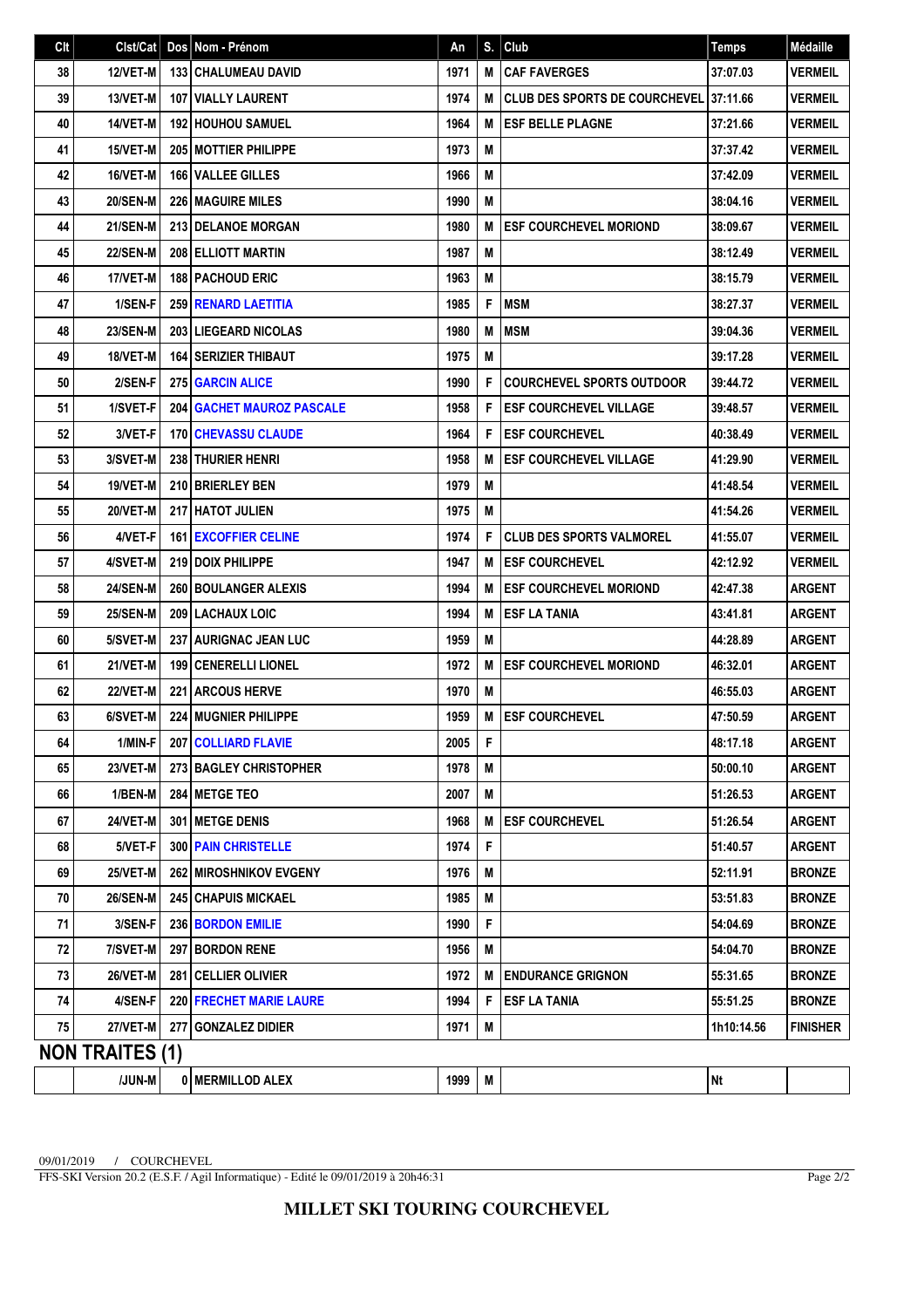| Clt | Clst/Cat | Dos | Nom - Prénom | An | S. | Club | Temps | Médaille |
|---|---|---|---|---|---|---|---|---|
| 38 | 12/VET-M | 133 | CHALUMEAU DAVID | 1971 | M | CAF FAVERGES | 37:07.03 | VERMEIL |
| 39 | 13/VET-M | 107 | VIALLY LAURENT | 1974 | M | CLUB DES SPORTS DE COURCHEVEL | 37:11.66 | VERMEIL |
| 40 | 14/VET-M | 192 | HOUHOU SAMUEL | 1964 | M | ESF BELLE PLAGNE | 37:21.66 | VERMEIL |
| 41 | 15/VET-M | 205 | MOTTIER PHILIPPE | 1973 | M | | 37:37.42 | VERMEIL |
| 42 | 16/VET-M | 166 | VALLEE GILLES | 1966 | M | | 37:42.09 | VERMEIL |
| 43 | 20/SEN-M | 226 | MAGUIRE MILES | 1990 | M | | 38:04.16 | VERMEIL |
| 44 | 21/SEN-M | 213 | DELANOE MORGAN | 1980 | M | ESF COURCHEVEL MORIOND | 38:09.67 | VERMEIL |
| 45 | 22/SEN-M | 208 | ELLIOTT MARTIN | 1987 | M | | 38:12.49 | VERMEIL |
| 46 | 17/VET-M | 188 | PACHOUD ERIC | 1963 | M | | 38:15.79 | VERMEIL |
| 47 | 1/SEN-F | 259 | RENARD LAETITIA | 1985 | F | MSM | 38:27.37 | VERMEIL |
| 48 | 23/SEN-M | 203 | LIEGEARD NICOLAS | 1980 | M | MSM | 39:04.36 | VERMEIL |
| 49 | 18/VET-M | 164 | SERIZIER THIBAUT | 1975 | M | | 39:17.28 | VERMEIL |
| 50 | 2/SEN-F | 275 | GARCIN ALICE | 1990 | F | COURCHEVEL SPORTS OUTDOOR | 39:44.72 | VERMEIL |
| 51 | 1/SVET-F | 204 | GACHET MAUROZ PASCALE | 1958 | F | ESF COURCHEVEL VILLAGE | 39:48.57 | VERMEIL |
| 52 | 3/VET-F | 170 | CHEVASSU CLAUDE | 1964 | F | ESF COURCHEVEL | 40:38.49 | VERMEIL |
| 53 | 3/SVET-M | 238 | THURIER HENRI | 1958 | M | ESF COURCHEVEL VILLAGE | 41:29.90 | VERMEIL |
| 54 | 19/VET-M | 210 | BRIERLEY BEN | 1979 | M | | 41:48.54 | VERMEIL |
| 55 | 20/VET-M | 217 | HATOT JULIEN | 1975 | M | | 41:54.26 | VERMEIL |
| 56 | 4/VET-F | 161 | EXCOFFIER CELINE | 1974 | F | CLUB DES SPORTS VALMOREL | 41:55.07 | VERMEIL |
| 57 | 4/SVET-M | 219 | DOIX PHILIPPE | 1947 | M | ESF COURCHEVEL | 42:12.92 | VERMEIL |
| 58 | 24/SEN-M | 260 | BOULANGER ALEXIS | 1994 | M | ESF COURCHEVEL MORIOND | 42:47.38 | ARGENT |
| 59 | 25/SEN-M | 209 | LACHAUX LOIC | 1994 | M | ESF LA TANIA | 43:41.81 | ARGENT |
| 60 | 5/SVET-M | 237 | AURIGNAC JEAN LUC | 1959 | M | | 44:28.89 | ARGENT |
| 61 | 21/VET-M | 199 | CENERELLI LIONEL | 1972 | M | ESF COURCHEVEL MORIOND | 46:32.01 | ARGENT |
| 62 | 22/VET-M | 221 | ARCOUS HERVE | 1970 | M | | 46:55.03 | ARGENT |
| 63 | 6/SVET-M | 224 | MUGNIER PHILIPPE | 1959 | M | ESF COURCHEVEL | 47:50.59 | ARGENT |
| 64 | 1/MIN-F | 207 | COLLIARD FLAVIE | 2005 | F | | 48:17.18 | ARGENT |
| 65 | 23/VET-M | 273 | BAGLEY CHRISTOPHER | 1978 | M | | 50:00.10 | ARGENT |
| 66 | 1/BEN-M | 284 | METGE TEO | 2007 | M | | 51:26.53 | ARGENT |
| 67 | 24/VET-M | 301 | METGE DENIS | 1968 | M | ESF COURCHEVEL | 51:26.54 | ARGENT |
| 68 | 5/VET-F | 300 | PAIN CHRISTELLE | 1974 | F | | 51:40.57 | ARGENT |
| 69 | 25/VET-M | 262 | MIROSHNIKOV EVGENY | 1976 | M | | 52:11.91 | BRONZE |
| 70 | 26/SEN-M | 245 | CHAPUIS MICKAEL | 1985 | M | | 53:51.83 | BRONZE |
| 71 | 3/SEN-F | 236 | BORDON EMILIE | 1990 | F | | 54:04.69 | BRONZE |
| 72 | 7/SVET-M | 297 | BORDON RENE | 1956 | M | | 54:04.70 | BRONZE |
| 73 | 26/VET-M | 281 | CELLIER OLIVIER | 1972 | M | ENDURANCE GRIGNON | 55:31.65 | BRONZE |
| 74 | 4/SEN-F | 220 | FRECHET MARIE LAURE | 1994 | F | ESF LA TANIA | 55:51.25 | BRONZE |
| 75 | 27/VET-M | 277 | GONZALEZ DIDIER | 1971 | M | | 1h10:14.56 | FINISHER |

## NON TRAITES (1)

| | | | | | | | | |
|---|---|---|---|---|---|---|---|---|
| | /JUN-M | 0 | MERMILLOD ALEX | 1999 | M | | Nt | |

09/01/2019 / COURCHEVEL

FFS-SKI Version 20.2 (E.S.F. / Agil Informatique) - Edité le 09/01/2019 à 20h46:31

**MILLET SKI TOURING COURCHEVEL**